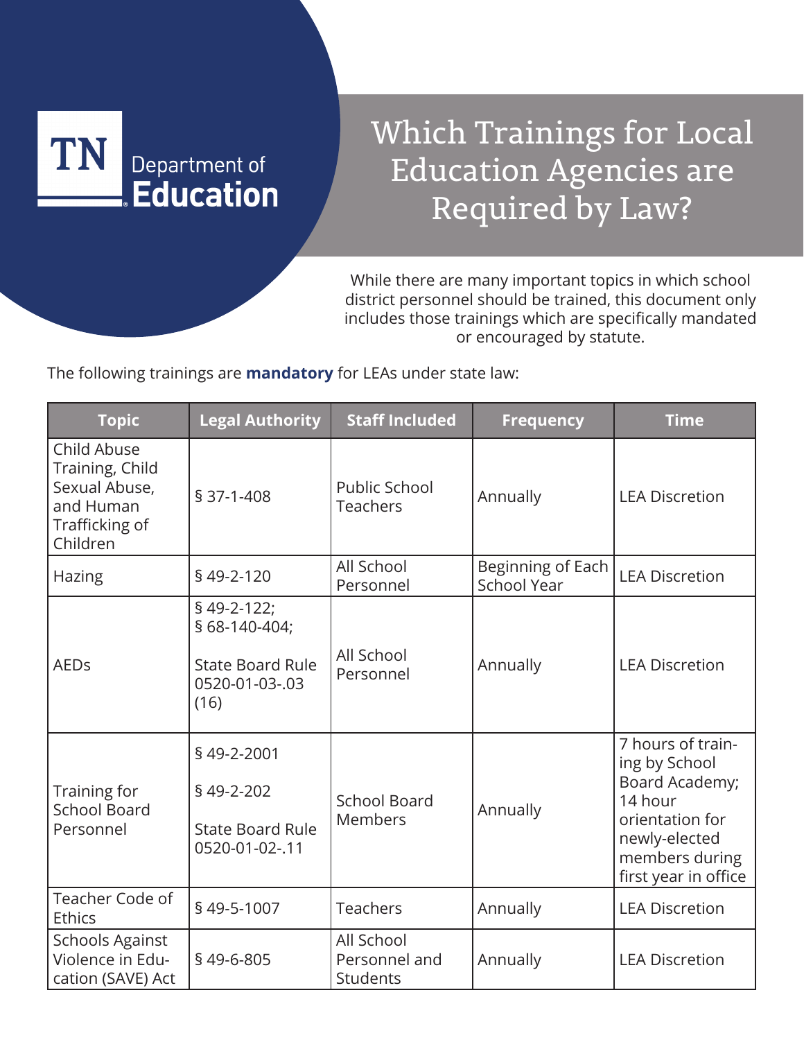TN Department of Education

# Which Trainings for Local Education Agencies are Required by Law?

While there are many important topics in which school district personnel should be trained, this document only includes those trainings which are specifically mandated or encouraged by statute.

The following trainings are **mandatory** for LEAs under state law:

| Topic | Legal Authority | Staff Included | Frequency | Time |
|---|---|---|---|---|
| Child Abuse Training, Child Sexual Abuse, and Human Trafficking of Children | § 37-1-408 | Public School Teachers | Annually | LEA Discretion |
| Hazing | § 49-2-120 | All School Personnel | Beginning of Each School Year | LEA Discretion |
| AEDs | § 49-2-122; § 68-140-404; State Board Rule 0520-01-03-.03 (16) | All School Personnel | Annually | LEA Discretion |
| Training for School Board Personnel | § 49-2-2001 § 49-2-202 State Board Rule 0520-01-02-.11 | School Board Members | Annually | 7 hours of training by School Board Academy; 14 hour orientation for newly-elected members during first year in office |
| Teacher Code of Ethics | § 49-5-1007 | Teachers | Annually | LEA Discretion |
| Schools Against Violence in Education (SAVE) Act | § 49-6-805 | All School Personnel and Students | Annually | LEA Discretion |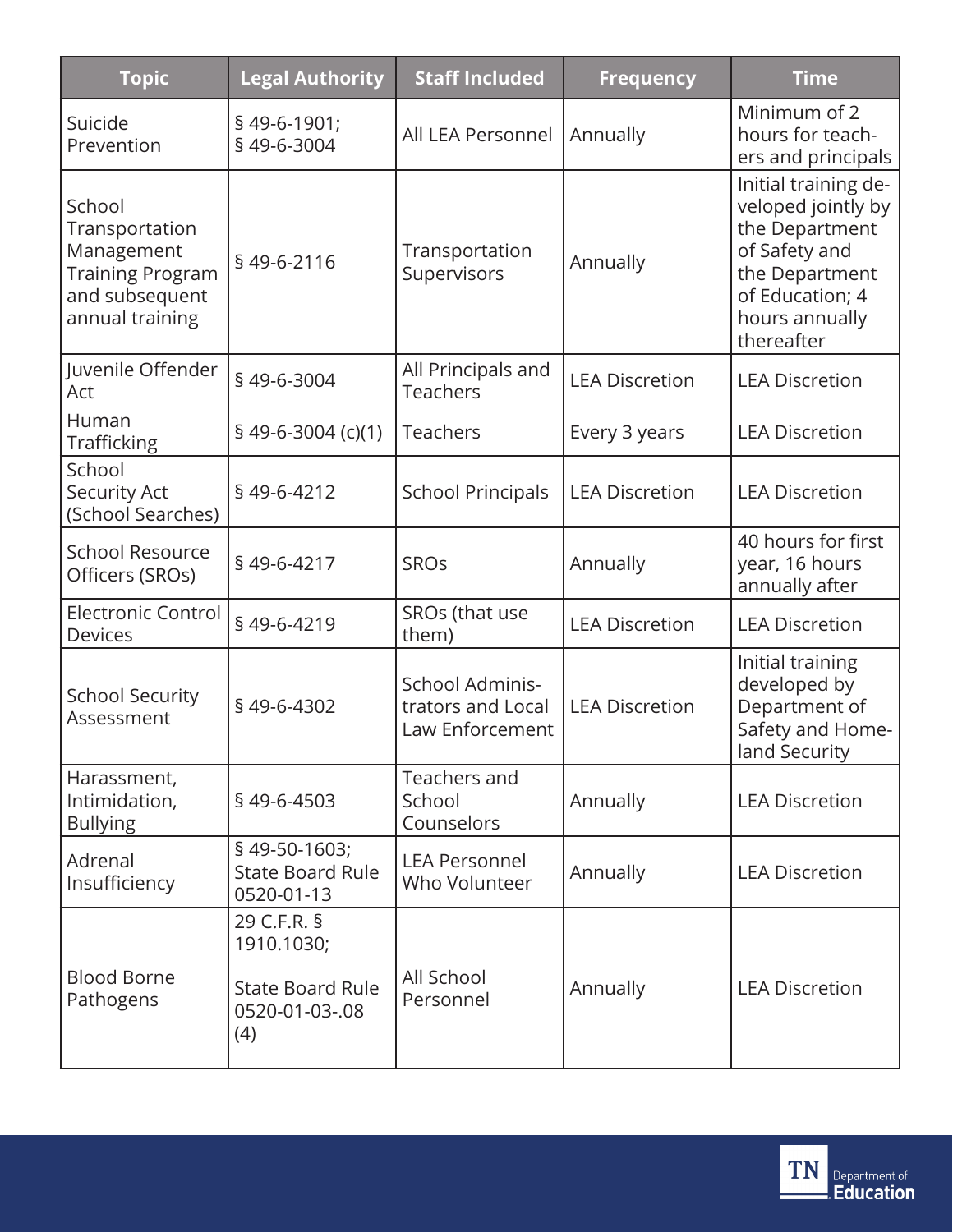| Topic | Legal Authority | Staff Included | Frequency | Time |
|---|---|---|---|---|
| Suicide Prevention | § 49-6-1901; § 49-6-3004 | All LEA Personnel | Annually | Minimum of 2 hours for teachers and principals |
| School Transportation Management Training Program and subsequent annual training | § 49-6-2116 | Transportation Supervisors | Annually | Initial training developed jointly by the Department of Safety and the Department of Education; 4 hours annually thereafter |
| Juvenile Offender Act | § 49-6-3004 | All Principals and Teachers | LEA Discretion | LEA Discretion |
| Human Trafficking | § 49-6-3004 (c)(1) | Teachers | Every 3 years | LEA Discretion |
| School Security Act (School Searches) | § 49-6-4212 | School Principals | LEA Discretion | LEA Discretion |
| School Resource Officers (SROs) | § 49-6-4217 | SROs | Annually | 40 hours for first year, 16 hours annually after |
| Electronic Control Devices | § 49-6-4219 | SROs (that use them) | LEA Discretion | LEA Discretion |
| School Security Assessment | § 49-6-4302 | School Administrators and Local Law Enforcement | LEA Discretion | Initial training developed by Department of Safety and Homeland Security |
| Harassment, Intimidation, Bullying | § 49-6-4503 | Teachers and School Counselors | Annually | LEA Discretion |
| Adrenal Insufficiency | § 49-50-1603; State Board Rule 0520-01-13 | LEA Personnel Who Volunteer | Annually | LEA Discretion |
| Blood Borne Pathogens | 29 C.F.R. § 1910.1030; State Board Rule 0520-01-03-.08 (4) | All School Personnel | Annually | LEA Discretion |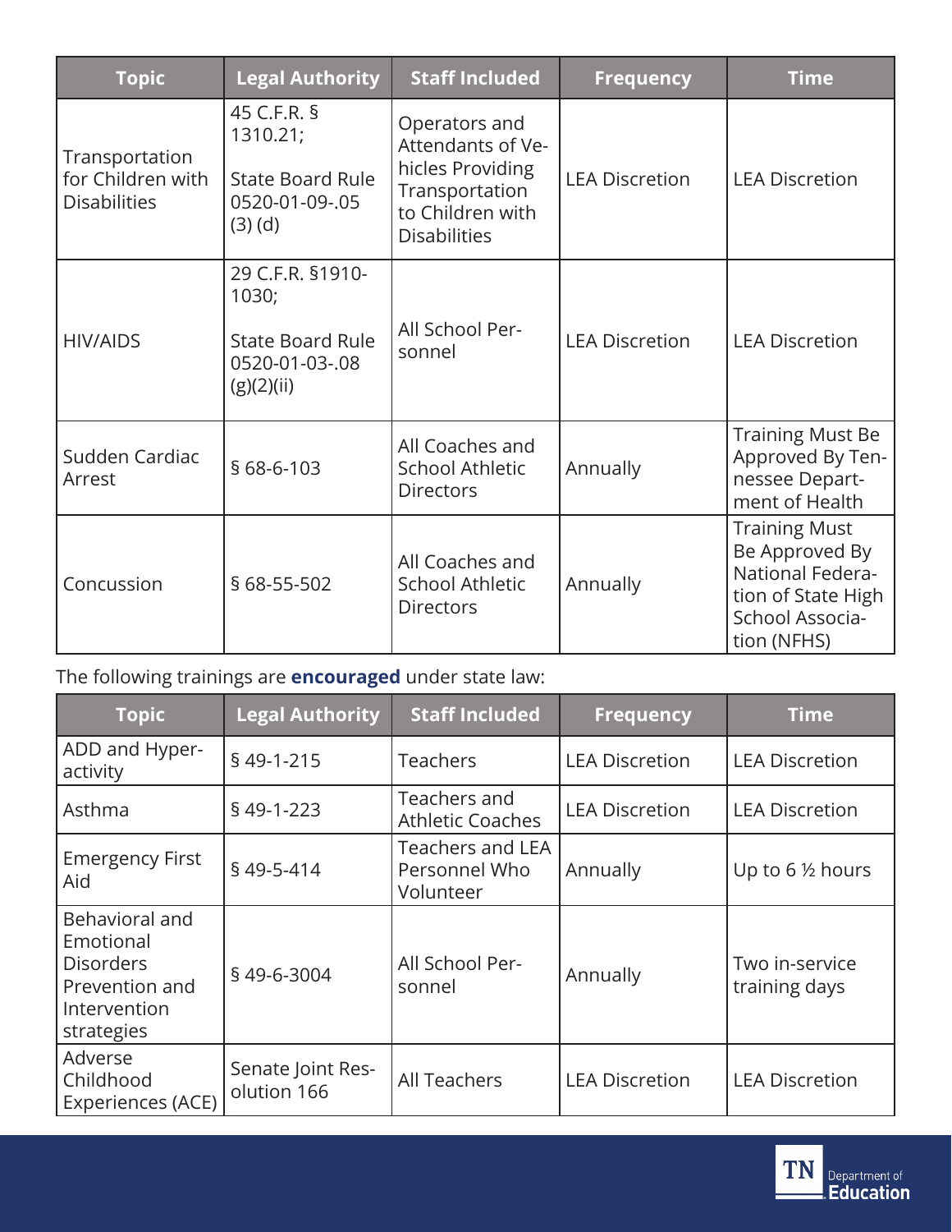| Topic | Legal Authority | Staff Included | Frequency | Time |
|---|---|---|---|---|
| Transportation for Children with Disabilities | 45 C.F.R. § 1310.21; State Board Rule 0520-01-09-.05 (3) (d) | Operators and Attendants of Vehicles Providing Transportation to Children with Disabilities | LEA Discretion | LEA Discretion |
| HIV/AIDS | 29 C.F.R. §1910-1030; State Board Rule 0520-01-03-.08 (g)(2)(ii) | All School Personnel | LEA Discretion | LEA Discretion |
| Sudden Cardiac Arrest | § 68-6-103 | All Coaches and School Athletic Directors | Annually | Training Must Be Approved By Tennessee Department of Health |
| Concussion | § 68-55-502 | All Coaches and School Athletic Directors | Annually | Training Must Be Approved By National Federation of State High School Association (NFHS) |

The following trainings are **encouraged** under state law:

| Topic | Legal Authority | Staff Included | Frequency | Time |
|---|---|---|---|---|
| ADD and Hyperactivity | § 49-1-215 | Teachers | LEA Discretion | LEA Discretion |
| Asthma | § 49-1-223 | Teachers and Athletic Coaches | LEA Discretion | LEA Discretion |
| Emergency First Aid | § 49-5-414 | Teachers and LEA Personnel Who Volunteer | Annually | Up to 6 ½ hours |
| Behavioral and Emotional Disorders Prevention and Intervention strategies | § 49-6-3004 | All School Personnel | Annually | Two in-service training days |
| Adverse Childhood Experiences (ACE) | Senate Joint Resolution 166 | All Teachers | LEA Discretion | LEA Discretion |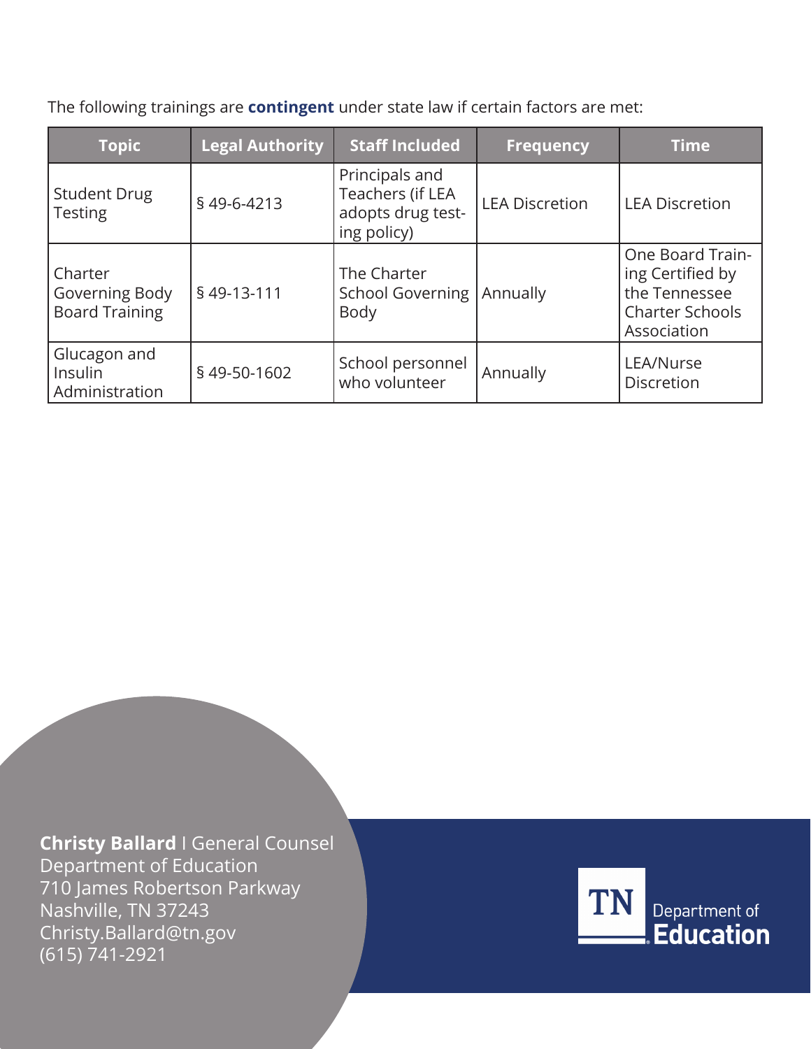The following trainings are **contingent** under state law if certain factors are met:

| Topic | Legal Authority | Staff Included | Frequency | Time |
|---|---|---|---|---|
| Student Drug Testing | § 49-6-4213 | Principals and Teachers (if LEA adopts drug testing policy) | LEA Discretion | LEA Discretion |
| Charter Governing Body Board Training | § 49-13-111 | The Charter School Governing Body | Annually | One Board Training Certified by the Tennessee Charter Schools Association |
| Glucagon and Insulin Administration | § 49-50-1602 | School personnel who volunteer | Annually | LEA/Nurse Discretion |

**Christy Ballard** | General Counsel
Department of Education
710 James Robertson Parkway
Nashville, TN 37243
Christy.Ballard@tn.gov
(615) 741-2921

TN Department of Education